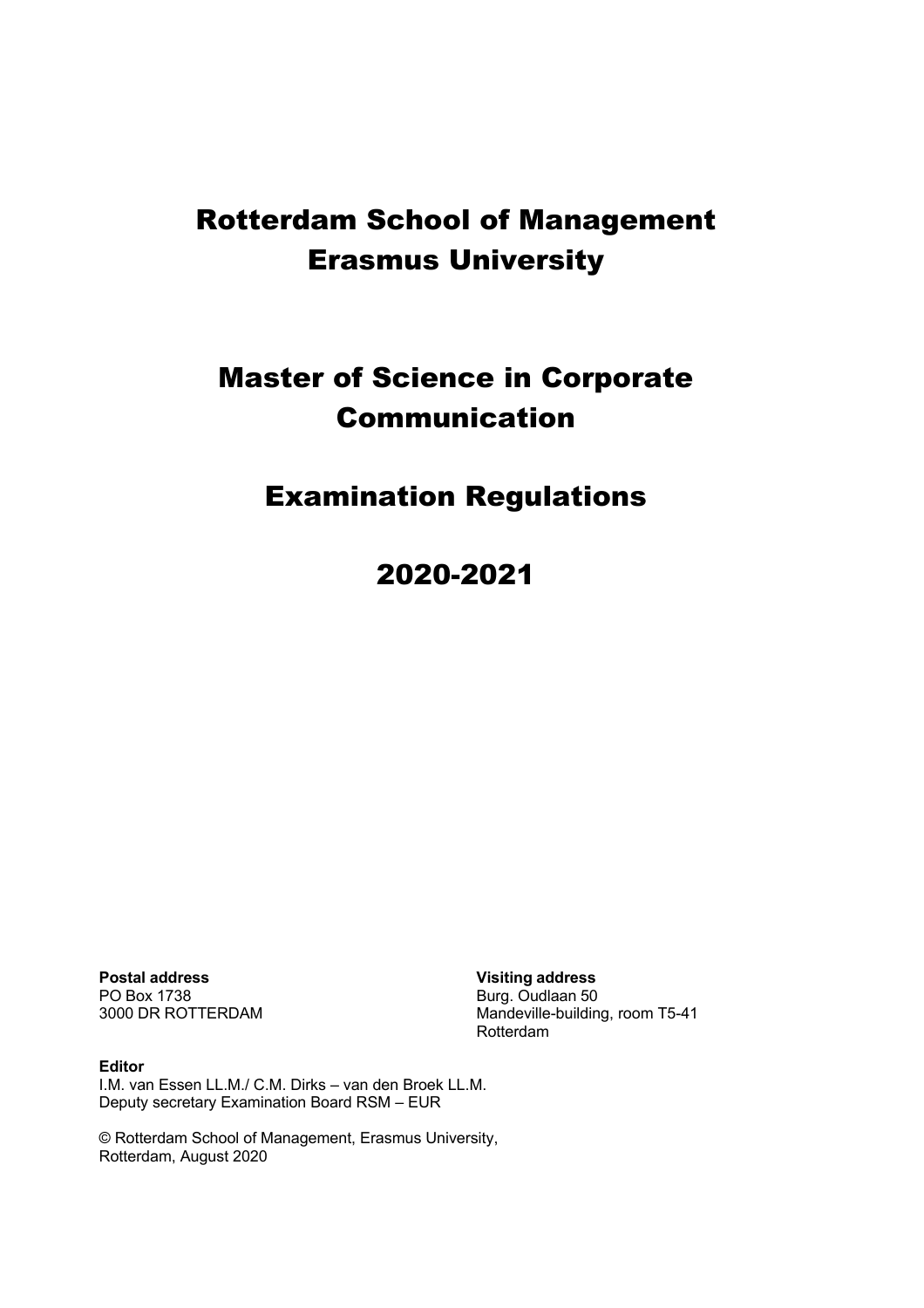# Rotterdam School of Management Erasmus University

# Master of Science in Corporate Communication

# Examination Regulations

# 2020-2021

**Postal address**
PO Box 1738
3000 DR ROTTERDAM

**Visiting address**
Burg. Oudlaan 50
Mandeville-building, room T5-41
Rotterdam

**Editor**
I.M. van Essen LL.M./ C.M. Dirks – van den Broek LL.M.
Deputy secretary Examination Board RSM – EUR

© Rotterdam School of Management, Erasmus University,
Rotterdam, August 2020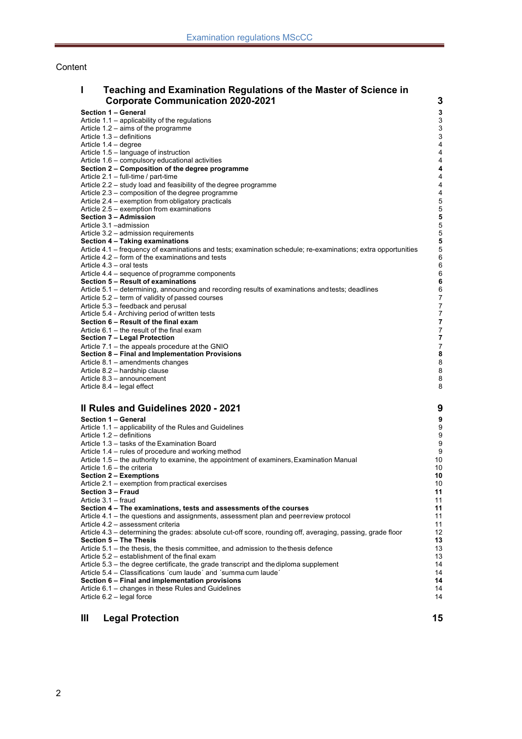Content

| | |
|---|---|
| **I Teaching and Examination Regulations of the Master of Science in Corporate Communication 2020-2021** | **3** |
| **Section 1 – General** | **3** |
| Article 1.1 – applicability of the regulations | 3 |
| Article 1.2 – aims of the programme | 3 |
| Article 1.3 – definitions | 3 |
| Article 1.4 – degree | 4 |
| Article 1.5 – language of instruction | 4 |
| Article 1.6 – compulsory educational activities | 4 |
| **Section 2 – Composition of the degree programme** | **4** |
| Article 2.1 – full-time / part-time | 4 |
| Article 2.2 – study load and feasibility of the degree programme | 4 |
| Article 2.3 – composition of the degree programme | 4 |
| Article 2.4 – exemption from obligatory practicals | 5 |
| Article 2.5 – exemption from examinations | 5 |
| **Section 3 – Admission** | **5** |
| Article 3.1 –admission | 5 |
| Article 3.2 – admission requirements | 5 |
| **Section 4 – Taking examinations** | **5** |
| Article 4.1 – frequency of examinations and tests; examination schedule; re-examinations; extra opportunities | 5 |
| Article 4.2 – form of the examinations and tests | 6 |
| Article 4.3 – oral tests | 6 |
| Article 4.4 – sequence of programme components | 6 |
| **Section 5 – Result of examinations** | **6** |
| Article 5.1 – determining, announcing and recording results of examinations and tests; deadlines | 6 |
| Article 5.2 – term of validity of passed courses | 7 |
| Article 5.3 – feedback and perusal | 7 |
| Article 5.4 - Archiving period of written tests | 7 |
| **Section 6 – Result of the final exam** | **7** |
| Article 6.1 – the result of the final exam | 7 |
| **Section 7 – Legal Protection** | **7** |
| Article 7.1 – the appeals procedure at the GNIO | 7 |
| **Section 8 – Final and Implementation Provisions** | **8** |
| Article 8.1 – amendments changes | 8 |
| Article 8.2 – hardship clause | 8 |
| Article 8.3 – announcement | 8 |
| Article 8.4 – legal effect | 8 |
| **II Rules and Guidelines 2020 - 2021** | **9** |
| **Section 1 – General** | **9** |
| Article 1.1 – applicability of the Rules and Guidelines | 9 |
| Article 1.2 – definitions | 9 |
| Article 1.3 – tasks of the Examination Board | 9 |
| Article 1.4 – rules of procedure and working method | 9 |
| Article 1.5 – the authority to examine, the appointment of examiners, Examination Manual | 10 |
| Article 1.6 – the criteria | 10 |
| **Section 2 – Exemptions** | **10** |
| Article 2.1 – exemption from practical exercises | 10 |
| **Section 3 – Fraud** | **11** |
| Article 3.1 – fraud | 11 |
| **Section 4 – The examinations, tests and assessments of the courses** | **11** |
| Article 4.1 – the questions and assignments, assessment plan and peer review protocol | 11 |
| Article 4.2 – assessment criteria | 11 |
| Article 4.3 – determining the grades: absolute cut-off score, rounding off, averaging, passing, grade floor | 12 |
| **Section 5 – The Thesis** | **13** |
| Article 5.1 – the thesis, the thesis committee, and admission to the thesis defence | 13 |
| Article 5.2 – establishment of the final exam | 13 |
| Article 5.3 – the degree certificate, the grade transcript and the diploma supplement | 14 |
| Article 5.4 – Classifications ´cum laude´ and ´summa cum laude´ | 14 |
| **Section 6 – Final and implementation provisions** | **14** |
| Article 6.1 – changes in these Rules and Guidelines | 14 |
| Article 6.2 – legal force | 14 |
| **III Legal Protection** | **15** |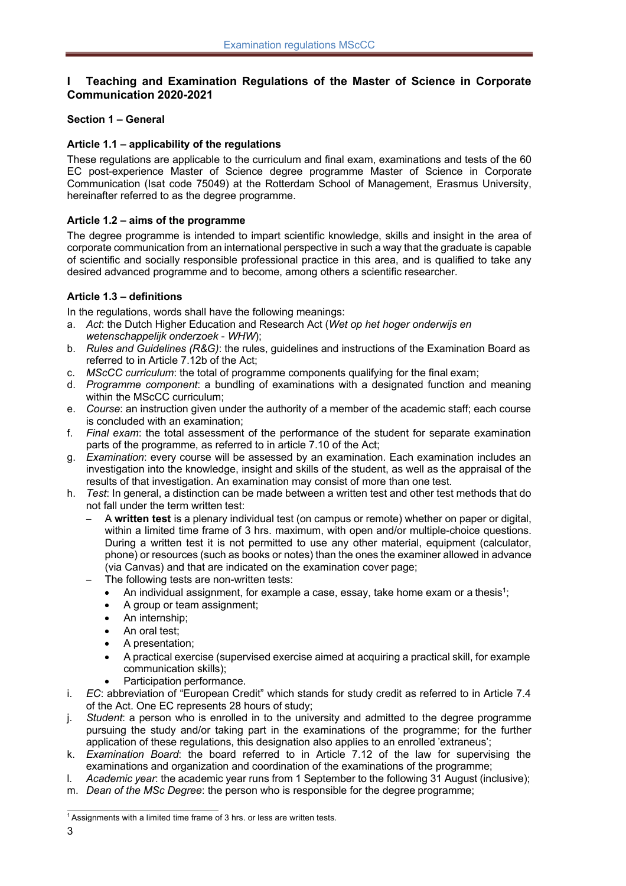# I Teaching and Examination Regulations of the Master of Science in Corporate Communication 2020-2021

## Section 1 – General

### Article 1.1 – applicability of the regulations

These regulations are applicable to the curriculum and final exam, examinations and tests of the 60 EC post-experience Master of Science degree programme Master of Science in Corporate Communication (Isat code 75049) at the Rotterdam School of Management, Erasmus University, hereinafter referred to as the degree programme.

### Article 1.2 – aims of the programme

The degree programme is intended to impart scientific knowledge, skills and insight in the area of corporate communication from an international perspective in such a way that the graduate is capable of scientific and socially responsible professional practice in this area, and is qualified to take any desired advanced programme and to become, among others a scientific researcher.

### Article 1.3 – definitions

In the regulations, words shall have the following meanings:

a. *Act*: the Dutch Higher Education and Research Act (*Wet op het hoger onderwijs en wetenschappelijk onderzoek - WHW*);
b. *Rules and Guidelines (R&G)*: the rules, guidelines and instructions of the Examination Board as referred to in Article 7.12b of the Act;
c. *MScCC curriculum*: the total of programme components qualifying for the final exam;
d. *Programme component*: a bundling of examinations with a designated function and meaning within the MScCC curriculum;
e. *Course*: an instruction given under the authority of a member of the academic staff; each course is concluded with an examination;
f. *Final exam*: the total assessment of the performance of the student for separate examination parts of the programme, as referred to in article 7.10 of the Act;
g. *Examination*: every course will be assessed by an examination. Each examination includes an investigation into the knowledge, insight and skills of the student, as well as the appraisal of the results of that investigation. An examination may consist of more than one test.
h. *Test*: In general, a distinction can be made between a written test and other test methods that do not fall under the term written test:
   - A **written test** is a plenary individual test (on campus or remote) whether on paper or digital, within a limited time frame of 3 hrs. maximum, with open and/or multiple-choice questions. During a written test it is not permitted to use any other material, equipment (calculator, phone) or resources (such as books or notes) than the ones the examiner allowed in advance (via Canvas) and that are indicated on the examination cover page;
   - The following tests are non-written tests:
     - An individual assignment, for example a case, essay, take home exam or a thesis[1];
     - A group or team assignment;
     - An internship;
     - An oral test;
     - A presentation;
     - A practical exercise (supervised exercise aimed at acquiring a practical skill, for example communication skills);
     - Participation performance.
i. *EC*: abbreviation of "European Credit" which stands for study credit as referred to in Article 7.4 of the Act. One EC represents 28 hours of study;
j. *Student*: a person who is enrolled in to the university and admitted to the degree programme pursuing the study and/or taking part in the examinations of the programme; for the further application of these regulations, this designation also applies to an enrolled 'extraneus';
k. *Examination Board*: the board referred to in Article 7.12 of the law for supervising the examinations and organization and coordination of the examinations of the programme;
l. *Academic year*: the academic year runs from 1 September to the following 31 August (inclusive);
m. *Dean of the MSc Degree*: the person who is responsible for the degree programme;

[1] Assignments with a limited time frame of 3 hrs. or less are written tests.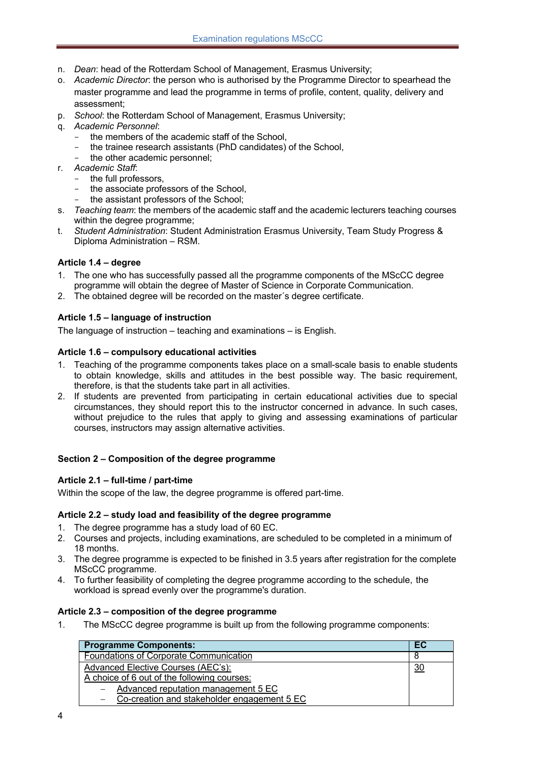n. *Dean*: head of the Rotterdam School of Management, Erasmus University;
o. *Academic Director*: the person who is authorised by the Programme Director to spearhead the master programme and lead the programme in terms of profile, content, quality, delivery and assessment;
p. *School*: the Rotterdam School of Management, Erasmus University;
q. *Academic Personnel*:
   - the members of the academic staff of the School,
   - the trainee research assistants (PhD candidates) of the School,
   - the other academic personnel;
r. *Academic Staff*:
   - the full professors,
   - the associate professors of the School,
   - the assistant professors of the School;
s. *Teaching team*: the members of the academic staff and the academic lecturers teaching courses within the degree programme;
t. *Student Administration*: Student Administration Erasmus University, Team Study Progress & Diploma Administration – RSM.

**Article 1.4 – degree**

1. The one who has successfully passed all the programme components of the MScCC degree programme will obtain the degree of Master of Science in Corporate Communication.
2. The obtained degree will be recorded on the master´s degree certificate.

**Article 1.5 – language of instruction**

The language of instruction – teaching and examinations – is English.

**Article 1.6 – compulsory educational activities**

1. Teaching of the programme components takes place on a small-scale basis to enable students to obtain knowledge, skills and attitudes in the best possible way. The basic requirement, therefore, is that the students take part in all activities.
2. If students are prevented from participating in certain educational activities due to special circumstances, they should report this to the instructor concerned in advance. In such cases, without prejudice to the rules that apply to giving and assessing examinations of particular courses, instructors may assign alternative activities.

**Section 2 – Composition of the degree programme**

**Article 2.1 – full-time / part-time**

Within the scope of the law, the degree programme is offered part-time.

**Article 2.2 – study load and feasibility of the degree programme**

1. The degree programme has a study load of 60 EC.
2. Courses and projects, including examinations, are scheduled to be completed in a minimum of 18 months.
3. The degree programme is expected to be finished in 3.5 years after registration for the complete MScCC programme.
4. To further feasibility of completing the degree programme according to the schedule, the workload is spread evenly over the programme's duration.

**Article 2.3 – composition of the degree programme**

1. The MScCC degree programme is built up from the following programme components:

| Programme Components: | EC |
|---|---|
| Foundations of Corporate Communication | 8 |
| Advanced Elective Courses (AEC's):<br>A choice of 6 out of the following courses:<br>– Advanced reputation management 5 EC<br>– Co-creation and stakeholder engagement 5 EC | 30 |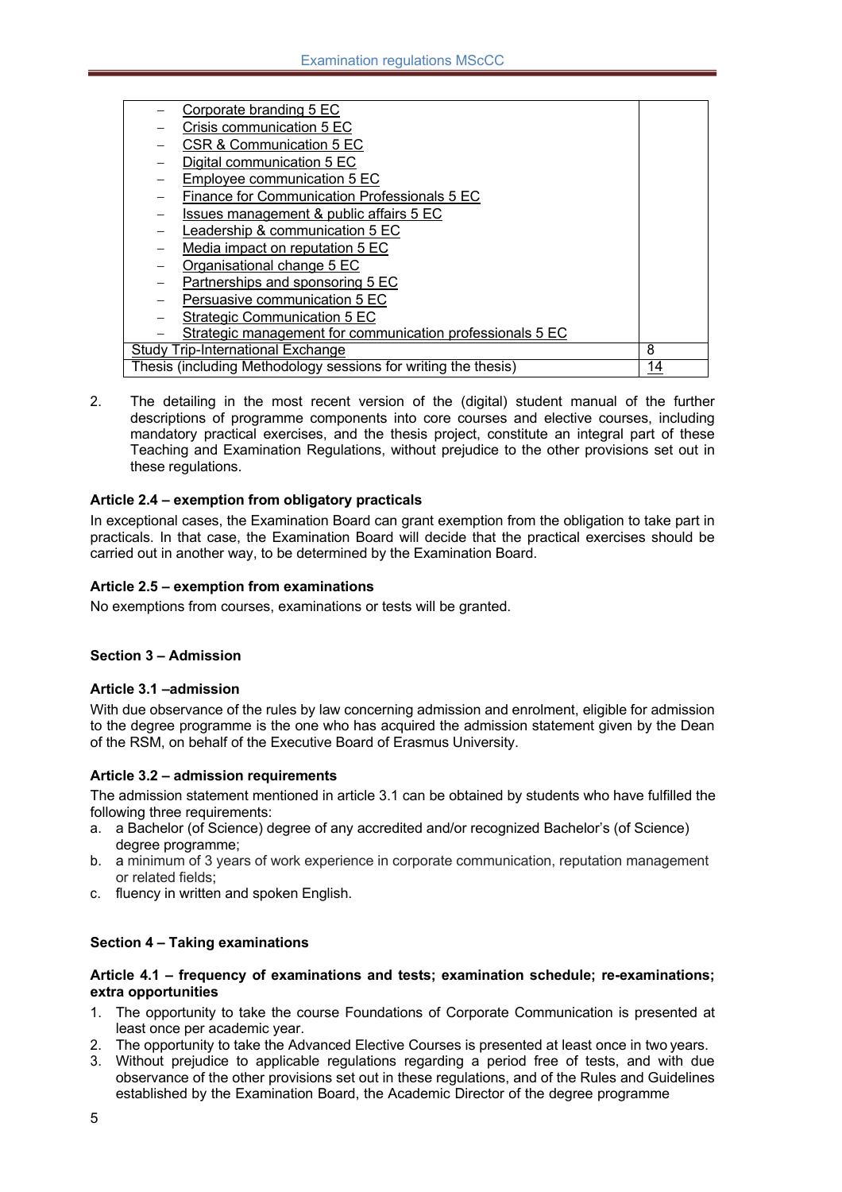| | |
|---|---|
| – Corporate branding 5 EC<br>– Crisis communication 5 EC<br>– CSR & Communication 5 EC<br>– Digital communication 5 EC<br>– Employee communication 5 EC<br>– Finance for Communication Professionals 5 EC<br>– Issues management & public affairs 5 EC<br>– Leadership & communication 5 EC<br>– Media impact on reputation 5 EC<br>– Organisational change 5 EC<br>– Partnerships and sponsoring 5 EC<br>– Persuasive communication 5 EC<br>– Strategic Communication 5 EC<br>– Strategic management for communication professionals 5 EC | |
| Study Trip-International Exchange | 8 |
| Thesis (including Methodology sessions for writing the thesis) | 14 |

2. The detailing in the most recent version of the (digital) student manual of the further descriptions of programme components into core courses and elective courses, including mandatory practical exercises, and the thesis project, constitute an integral part of these Teaching and Examination Regulations, without prejudice to the other provisions set out in these regulations.

### Article 2.4 – exemption from obligatory practicals

In exceptional cases, the Examination Board can grant exemption from the obligation to take part in practicals. In that case, the Examination Board will decide that the practical exercises should be carried out in another way, to be determined by the Examination Board.

### Article 2.5 – exemption from examinations

No exemptions from courses, examinations or tests will be granted.

## Section 3 – Admission

### Article 3.1 –admission

With due observance of the rules by law concerning admission and enrolment, eligible for admission to the degree programme is the one who has acquired the admission statement given by the Dean of the RSM, on behalf of the Executive Board of Erasmus University.

### Article 3.2 – admission requirements

The admission statement mentioned in article 3.1 can be obtained by students who have fulfilled the following three requirements:

a. a Bachelor (of Science) degree of any accredited and/or recognized Bachelor's (of Science) degree programme;
b. a minimum of 3 years of work experience in corporate communication, reputation management or related fields;
c. fluency in written and spoken English.

## Section 4 – Taking examinations

### Article 4.1 – frequency of examinations and tests; examination schedule; re-examinations; extra opportunities

1. The opportunity to take the course Foundations of Corporate Communication is presented at least once per academic year.
2. The opportunity to take the Advanced Elective Courses is presented at least once in two years.
3. Without prejudice to applicable regulations regarding a period free of tests, and with due observance of the other provisions set out in these regulations, and of the Rules and Guidelines established by the Examination Board, the Academic Director of the degree programme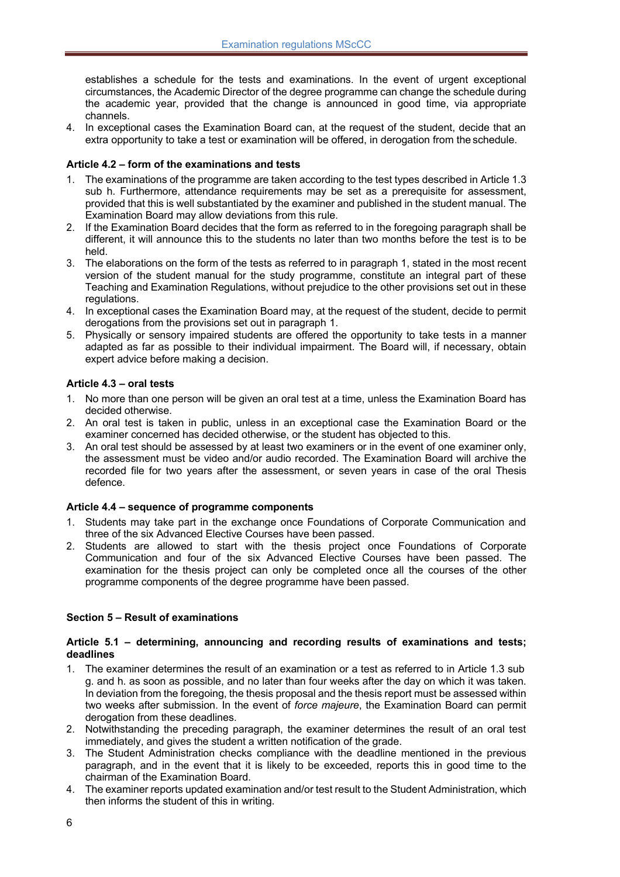establishes a schedule for the tests and examinations. In the event of urgent exceptional circumstances, the Academic Director of the degree programme can change the schedule during the academic year, provided that the change is announced in good time, via appropriate channels.

4. In exceptional cases the Examination Board can, at the request of the student, decide that an extra opportunity to take a test or examination will be offered, in derogation from the schedule.

#### Article 4.2 – form of the examinations and tests

1. The examinations of the programme are taken according to the test types described in Article 1.3 sub h. Furthermore, attendance requirements may be set as a prerequisite for assessment, provided that this is well substantiated by the examiner and published in the student manual. The Examination Board may allow deviations from this rule.
2. If the Examination Board decides that the form as referred to in the foregoing paragraph shall be different, it will announce this to the students no later than two months before the test is to be held.
3. The elaborations on the form of the tests as referred to in paragraph 1, stated in the most recent version of the student manual for the study programme, constitute an integral part of these Teaching and Examination Regulations, without prejudice to the other provisions set out in these regulations.
4. In exceptional cases the Examination Board may, at the request of the student, decide to permit derogations from the provisions set out in paragraph 1.
5. Physically or sensory impaired students are offered the opportunity to take tests in a manner adapted as far as possible to their individual impairment. The Board will, if necessary, obtain expert advice before making a decision.

#### Article 4.3 – oral tests

1. No more than one person will be given an oral test at a time, unless the Examination Board has decided otherwise.
2. An oral test is taken in public, unless in an exceptional case the Examination Board or the examiner concerned has decided otherwise, or the student has objected to this.
3. An oral test should be assessed by at least two examiners or in the event of one examiner only, the assessment must be video and/or audio recorded. The Examination Board will archive the recorded file for two years after the assessment, or seven years in case of the oral Thesis defence.

#### Article 4.4 – sequence of programme components

1. Students may take part in the exchange once Foundations of Corporate Communication and three of the six Advanced Elective Courses have been passed.
2. Students are allowed to start with the thesis project once Foundations of Corporate Communication and four of the six Advanced Elective Courses have been passed. The examination for the thesis project can only be completed once all the courses of the other programme components of the degree programme have been passed.

### Section 5 – Result of examinations

#### Article 5.1 – determining, announcing and recording results of examinations and tests; deadlines

1. The examiner determines the result of an examination or a test as referred to in Article 1.3 sub g. and h. as soon as possible, and no later than four weeks after the day on which it was taken. In deviation from the foregoing, the thesis proposal and the thesis report must be assessed within two weeks after submission. In the event of *force majeure*, the Examination Board can permit derogation from these deadlines.
2. Notwithstanding the preceding paragraph, the examiner determines the result of an oral test immediately, and gives the student a written notification of the grade.
3. The Student Administration checks compliance with the deadline mentioned in the previous paragraph, and in the event that it is likely to be exceeded, reports this in good time to the chairman of the Examination Board.
4. The examiner reports updated examination and/or test result to the Student Administration, which then informs the student of this in writing.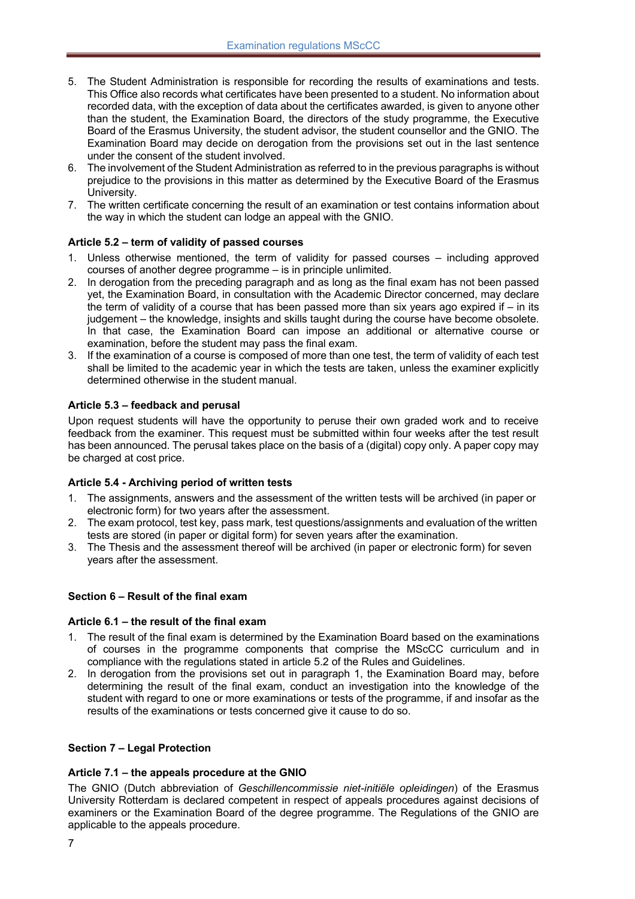5. The Student Administration is responsible for recording the results of examinations and tests. This Office also records what certificates have been presented to a student. No information about recorded data, with the exception of data about the certificates awarded, is given to anyone other than the student, the Examination Board, the directors of the study programme, the Executive Board of the Erasmus University, the student advisor, the student counsellor and the GNIO. The Examination Board may decide on derogation from the provisions set out in the last sentence under the consent of the student involved.
6. The involvement of the Student Administration as referred to in the previous paragraphs is without prejudice to the provisions in this matter as determined by the Executive Board of the Erasmus University.
7. The written certificate concerning the result of an examination or test contains information about the way in which the student can lodge an appeal with the GNIO.

**Article 5.2 – term of validity of passed courses**

1. Unless otherwise mentioned, the term of validity for passed courses – including approved courses of another degree programme – is in principle unlimited.
2. In derogation from the preceding paragraph and as long as the final exam has not been passed yet, the Examination Board, in consultation with the Academic Director concerned, may declare the term of validity of a course that has been passed more than six years ago expired if – in its judgement – the knowledge, insights and skills taught during the course have become obsolete. In that case, the Examination Board can impose an additional or alternative course or examination, before the student may pass the final exam.
3. If the examination of a course is composed of more than one test, the term of validity of each test shall be limited to the academic year in which the tests are taken, unless the examiner explicitly determined otherwise in the student manual.

**Article 5.3 – feedback and perusal**

Upon request students will have the opportunity to peruse their own graded work and to receive feedback from the examiner. This request must be submitted within four weeks after the test result has been announced. The perusal takes place on the basis of a (digital) copy only. A paper copy may be charged at cost price.

**Article 5.4 - Archiving period of written tests**

1. The assignments, answers and the assessment of the written tests will be archived (in paper or electronic form) for two years after the assessment.
2. The exam protocol, test key, pass mark, test questions/assignments and evaluation of the written tests are stored (in paper or digital form) for seven years after the examination.
3. The Thesis and the assessment thereof will be archived (in paper or electronic form) for seven years after the assessment.

## Section 6 – Result of the final exam

**Article 6.1 – the result of the final exam**

1. The result of the final exam is determined by the Examination Board based on the examinations of courses in the programme components that comprise the MScCC curriculum and in compliance with the regulations stated in article 5.2 of the Rules and Guidelines.
2. In derogation from the provisions set out in paragraph 1, the Examination Board may, before determining the result of the final exam, conduct an investigation into the knowledge of the student with regard to one or more examinations or tests of the programme, if and insofar as the results of the examinations or tests concerned give it cause to do so.

## Section 7 – Legal Protection

**Article 7.1 – the appeals procedure at the GNIO**

The GNIO (Dutch abbreviation of *Geschillencommissie niet-initiële opleidingen*) of the Erasmus University Rotterdam is declared competent in respect of appeals procedures against decisions of examiners or the Examination Board of the degree programme. The Regulations of the GNIO are applicable to the appeals procedure.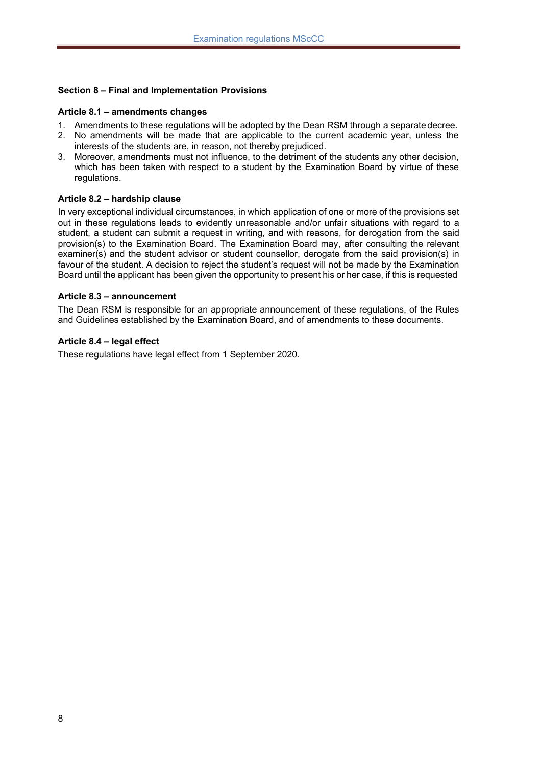## Section 8 – Final and Implementation Provisions

### Article 8.1 – amendments changes

1. Amendments to these regulations will be adopted by the Dean RSM through a separate decree.
2. No amendments will be made that are applicable to the current academic year, unless the interests of the students are, in reason, not thereby prejudiced.
3. Moreover, amendments must not influence, to the detriment of the students any other decision, which has been taken with respect to a student by the Examination Board by virtue of these regulations.

### Article 8.2 – hardship clause

In very exceptional individual circumstances, in which application of one or more of the provisions set out in these regulations leads to evidently unreasonable and/or unfair situations with regard to a student, a student can submit a request in writing, and with reasons, for derogation from the said provision(s) to the Examination Board. The Examination Board may, after consulting the relevant examiner(s) and the student advisor or student counsellor, derogate from the said provision(s) in favour of the student. A decision to reject the student's request will not be made by the Examination Board until the applicant has been given the opportunity to present his or her case, if this is requested

### Article 8.3 – announcement

The Dean RSM is responsible for an appropriate announcement of these regulations, of the Rules and Guidelines established by the Examination Board, and of amendments to these documents.

### Article 8.4 – legal effect

These regulations have legal effect from 1 September 2020.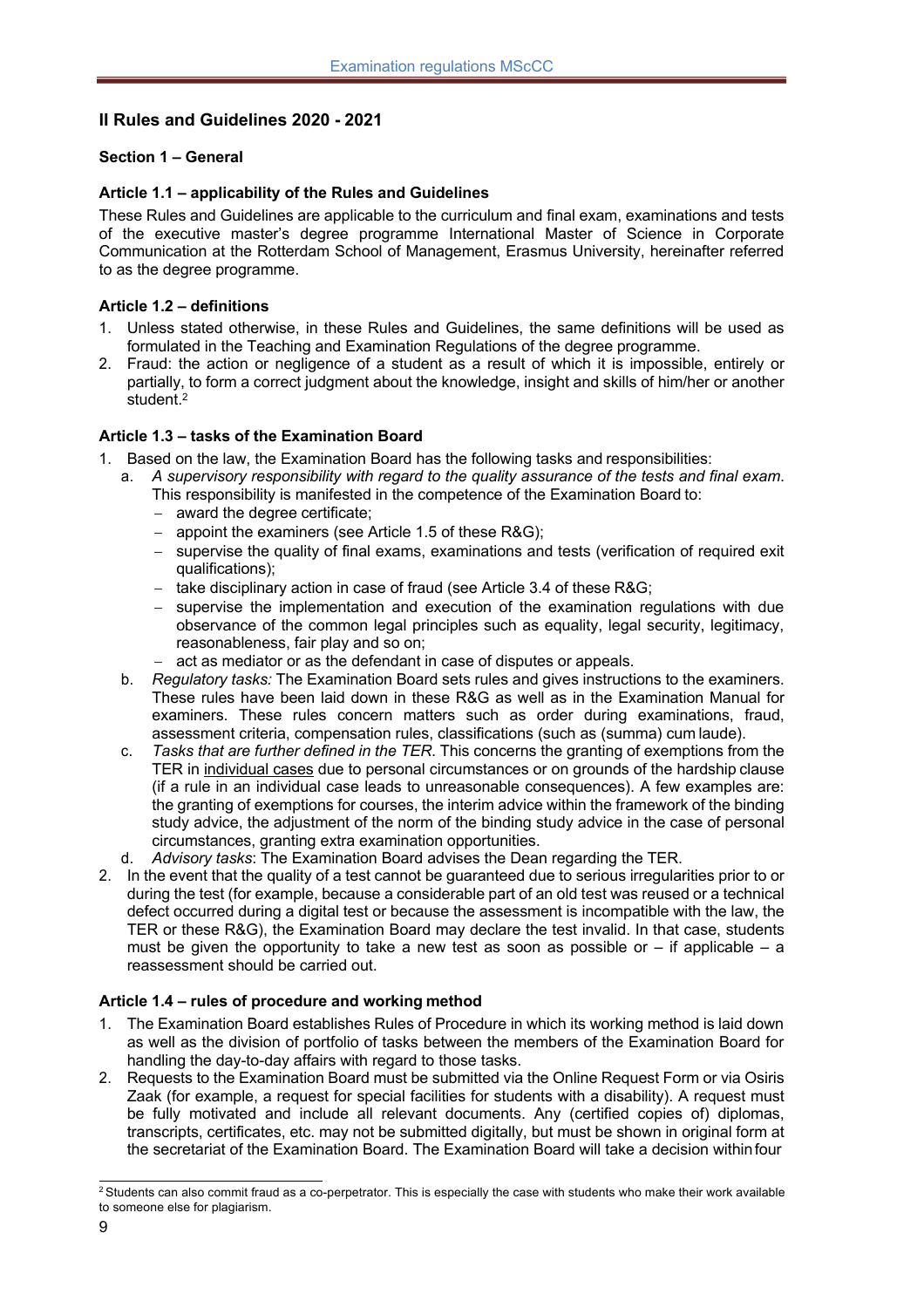## II Rules and Guidelines 2020 - 2021

### Section 1 – General

#### Article 1.1 – applicability of the Rules and Guidelines

These Rules and Guidelines are applicable to the curriculum and final exam, examinations and tests of the executive master's degree programme International Master of Science in Corporate Communication at the Rotterdam School of Management, Erasmus University, hereinafter referred to as the degree programme.

#### Article 1.2 – definitions

1. Unless stated otherwise, in these Rules and Guidelines, the same definitions will be used as formulated in the Teaching and Examination Regulations of the degree programme.
2. Fraud: the action or negligence of a student as a result of which it is impossible, entirely or partially, to form a correct judgment about the knowledge, insight and skills of him/her or another student.[2]

#### Article 1.3 – tasks of the Examination Board

1. Based on the law, the Examination Board has the following tasks and responsibilities:
   a. *A supervisory responsibility with regard to the quality assurance of the tests and final exam*. This responsibility is manifested in the competence of the Examination Board to:
      - award the degree certificate;
      - appoint the examiners (see Article 1.5 of these R&G);
      - supervise the quality of final exams, examinations and tests (verification of required exit qualifications);
      - take disciplinary action in case of fraud (see Article 3.4 of these R&G;
      - supervise the implementation and execution of the examination regulations with due observance of the common legal principles such as equality, legal security, legitimacy, reasonableness, fair play and so on;
      - act as mediator or as the defendant in case of disputes or appeals.

   b. *Regulatory tasks:* The Examination Board sets rules and gives instructions to the examiners. These rules have been laid down in these R&G as well as in the Examination Manual for examiners. These rules concern matters such as order during examinations, fraud, assessment criteria, compensation rules, classifications (such as (summa) cum laude).

   c. *Tasks that are further defined in the TER.* This concerns the granting of exemptions from the TER in individual cases due to personal circumstances or on grounds of the hardship clause (if a rule in an individual case leads to unreasonable consequences). A few examples are: the granting of exemptions for courses, the interim advice within the framework of the binding study advice, the adjustment of the norm of the binding study advice in the case of personal circumstances, granting extra examination opportunities.

   d. *Advisory tasks*: The Examination Board advises the Dean regarding the TER.
2. In the event that the quality of a test cannot be guaranteed due to serious irregularities prior to or during the test (for example, because a considerable part of an old test was reused or a technical defect occurred during a digital test or because the assessment is incompatible with the law, the TER or these R&G), the Examination Board may declare the test invalid. In that case, students must be given the opportunity to take a new test as soon as possible or – if applicable – a reassessment should be carried out.

#### Article 1.4 – rules of procedure and working method

1. The Examination Board establishes Rules of Procedure in which its working method is laid down as well as the division of portfolio of tasks between the members of the Examination Board for handling the day-to-day affairs with regard to those tasks.
2. Requests to the Examination Board must be submitted via the Online Request Form or via Osiris Zaak (for example, a request for special facilities for students with a disability). A request must be fully motivated and include all relevant documents. Any (certified copies of) diplomas, transcripts, certificates, etc. may not be submitted digitally, but must be shown in original form at the secretariat of the Examination Board. The Examination Board will take a decision within four

[2] Students can also commit fraud as a co-perpetrator. This is especially the case with students who make their work available to someone else for plagiarism.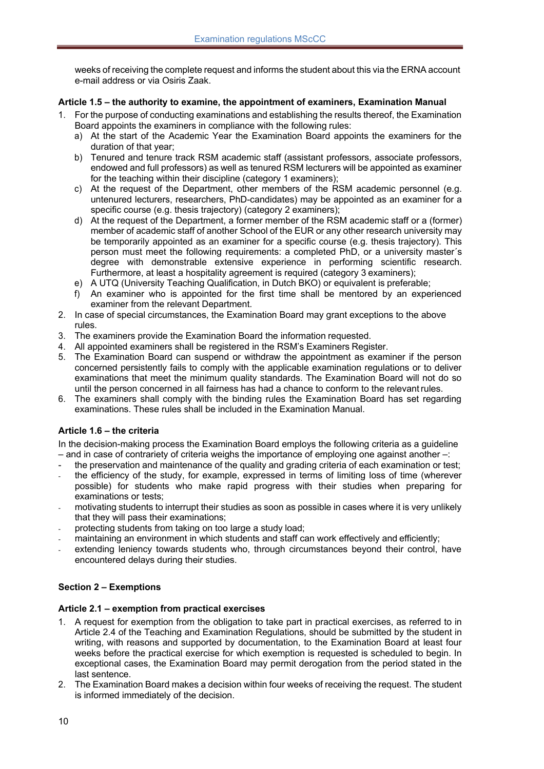weeks of receiving the complete request and informs the student about this via the ERNA account e-mail address or via Osiris Zaak.

### Article 1.5 – the authority to examine, the appointment of examiners, Examination Manual

1. For the purpose of conducting examinations and establishing the results thereof, the Examination Board appoints the examiners in compliance with the following rules:
   a) At the start of the Academic Year the Examination Board appoints the examiners for the duration of that year;
   b) Tenured and tenure track RSM academic staff (assistant professors, associate professors, endowed and full professors) as well as tenured RSM lecturers will be appointed as examiner for the teaching within their discipline (category 1 examiners);
   c) At the request of the Department, other members of the RSM academic personnel (e.g. untenured lecturers, researchers, PhD-candidates) may be appointed as an examiner for a specific course (e.g. thesis trajectory) (category 2 examiners);
   d) At the request of the Department, a former member of the RSM academic staff or a (former) member of academic staff of another School of the EUR or any other research university may be temporarily appointed as an examiner for a specific course (e.g. thesis trajectory). This person must meet the following requirements: a completed PhD, or a university master´s degree with demonstrable extensive experience in performing scientific research. Furthermore, at least a hospitality agreement is required (category 3 examiners);
   e) A UTQ (University Teaching Qualification, in Dutch BKO) or equivalent is preferable;
   f) An examiner who is appointed for the first time shall be mentored by an experienced examiner from the relevant Department.
2. In case of special circumstances, the Examination Board may grant exceptions to the above rules.
3. The examiners provide the Examination Board the information requested.
4. All appointed examiners shall be registered in the RSM's Examiners Register.
5. The Examination Board can suspend or withdraw the appointment as examiner if the person concerned persistently fails to comply with the applicable examination regulations or to deliver examinations that meet the minimum quality standards. The Examination Board will not do so until the person concerned in all fairness has had a chance to conform to the relevant rules.
6. The examiners shall comply with the binding rules the Examination Board has set regarding examinations. These rules shall be included in the Examination Manual.

### Article 1.6 – the criteria

In the decision-making process the Examination Board employs the following criteria as a guideline – and in case of contrariety of criteria weighs the importance of employing one against another –:

- the preservation and maintenance of the quality and grading criteria of each examination or test;
- the efficiency of the study, for example, expressed in terms of limiting loss of time (wherever possible) for students who make rapid progress with their studies when preparing for examinations or tests;
- motivating students to interrupt their studies as soon as possible in cases where it is very unlikely that they will pass their examinations;
- protecting students from taking on too large a study load;
- maintaining an environment in which students and staff can work effectively and efficiently;
- extending leniency towards students who, through circumstances beyond their control, have encountered delays during their studies.

## Section 2 – Exemptions

### Article 2.1 – exemption from practical exercises

1. A request for exemption from the obligation to take part in practical exercises, as referred to in Article 2.4 of the Teaching and Examination Regulations, should be submitted by the student in writing, with reasons and supported by documentation, to the Examination Board at least four weeks before the practical exercise for which exemption is requested is scheduled to begin. In exceptional cases, the Examination Board may permit derogation from the period stated in the last sentence.
2. The Examination Board makes a decision within four weeks of receiving the request. The student is informed immediately of the decision.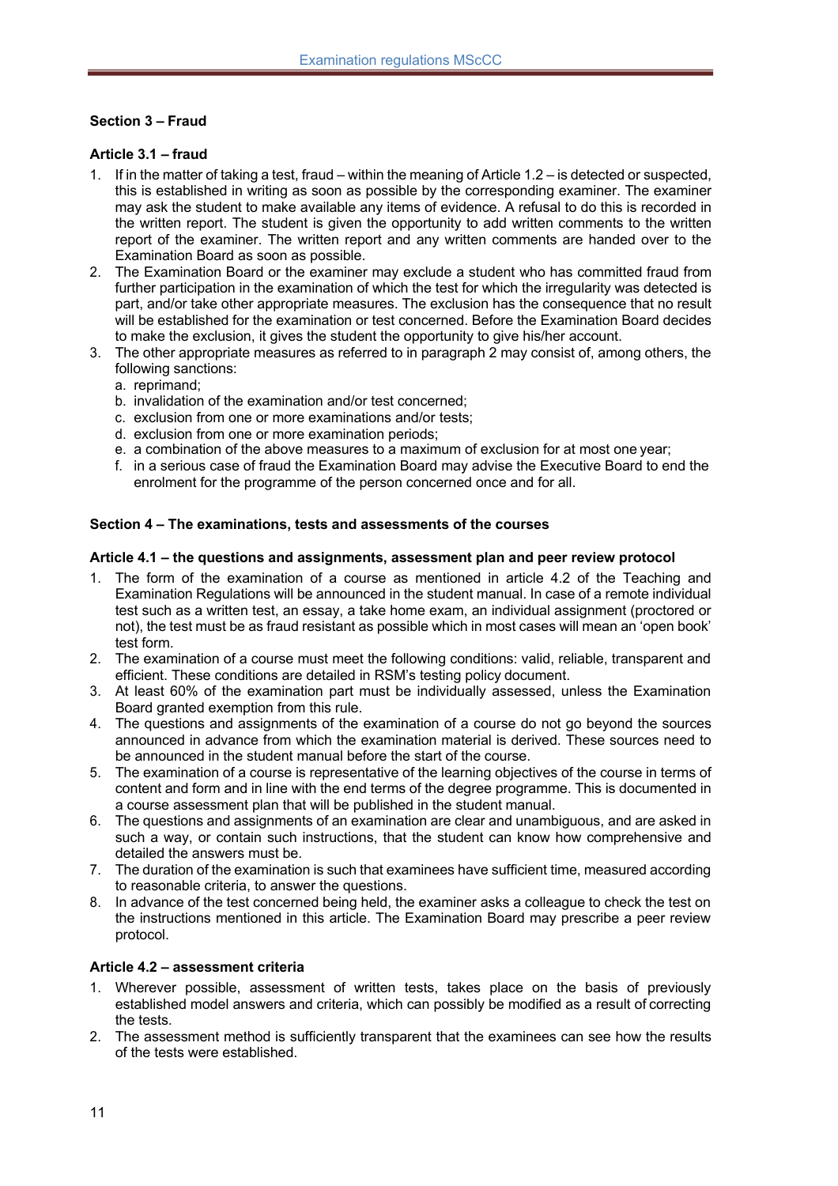## Section 3 – Fraud

### Article 3.1 – fraud

1. If in the matter of taking a test, fraud – within the meaning of Article 1.2 – is detected or suspected, this is established in writing as soon as possible by the corresponding examiner. The examiner may ask the student to make available any items of evidence. A refusal to do this is recorded in the written report. The student is given the opportunity to add written comments to the written report of the examiner. The written report and any written comments are handed over to the Examination Board as soon as possible.
2. The Examination Board or the examiner may exclude a student who has committed fraud from further participation in the examination of which the test for which the irregularity was detected is part, and/or take other appropriate measures. The exclusion has the consequence that no result will be established for the examination or test concerned. Before the Examination Board decides to make the exclusion, it gives the student the opportunity to give his/her account.
3. The other appropriate measures as referred to in paragraph 2 may consist of, among others, the following sanctions:
   a. reprimand;
   b. invalidation of the examination and/or test concerned;
   c. exclusion from one or more examinations and/or tests;
   d. exclusion from one or more examination periods;
   e. a combination of the above measures to a maximum of exclusion for at most one year;
   f. in a serious case of fraud the Examination Board may advise the Executive Board to end the enrolment for the programme of the person concerned once and for all.

## Section 4 – The examinations, tests and assessments of the courses

### Article 4.1 – the questions and assignments, assessment plan and peer review protocol

1. The form of the examination of a course as mentioned in article 4.2 of the Teaching and Examination Regulations will be announced in the student manual. In case of a remote individual test such as a written test, an essay, a take home exam, an individual assignment (proctored or not), the test must be as fraud resistant as possible which in most cases will mean an 'open book' test form.
2. The examination of a course must meet the following conditions: valid, reliable, transparent and efficient. These conditions are detailed in RSM's testing policy document.
3. At least 60% of the examination part must be individually assessed, unless the Examination Board granted exemption from this rule.
4. The questions and assignments of the examination of a course do not go beyond the sources announced in advance from which the examination material is derived. These sources need to be announced in the student manual before the start of the course.
5. The examination of a course is representative of the learning objectives of the course in terms of content and form and in line with the end terms of the degree programme. This is documented in a course assessment plan that will be published in the student manual.
6. The questions and assignments of an examination are clear and unambiguous, and are asked in such a way, or contain such instructions, that the student can know how comprehensive and detailed the answers must be.
7. The duration of the examination is such that examinees have sufficient time, measured according to reasonable criteria, to answer the questions.
8. In advance of the test concerned being held, the examiner asks a colleague to check the test on the instructions mentioned in this article. The Examination Board may prescribe a peer review protocol.

### Article 4.2 – assessment criteria

1. Wherever possible, assessment of written tests, takes place on the basis of previously established model answers and criteria, which can possibly be modified as a result of correcting the tests.
2. The assessment method is sufficiently transparent that the examinees can see how the results of the tests were established.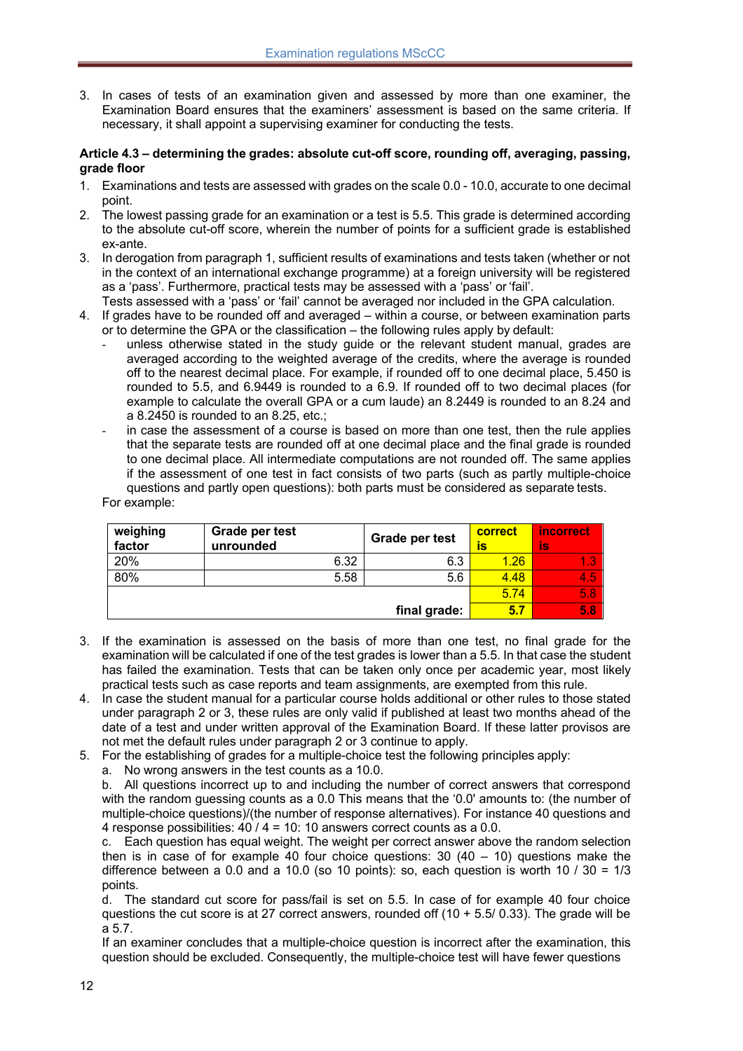3. In cases of tests of an examination given and assessed by more than one examiner, the Examination Board ensures that the examiners' assessment is based on the same criteria. If necessary, it shall appoint a supervising examiner for conducting the tests.

**Article 4.3 – determining the grades: absolute cut-off score, rounding off, averaging, passing, grade floor**

1. Examinations and tests are assessed with grades on the scale 0.0 - 10.0, accurate to one decimal point.
2. The lowest passing grade for an examination or a test is 5.5. This grade is determined according to the absolute cut-off score, wherein the number of points for a sufficient grade is established ex-ante.
3. In derogation from paragraph 1, sufficient results of examinations and tests taken (whether or not in the context of an international exchange programme) at a foreign university will be registered as a 'pass'. Furthermore, practical tests may be assessed with a 'pass' or 'fail'.
   Tests assessed with a 'pass' or 'fail' cannot be averaged nor included in the GPA calculation.
4. If grades have to be rounded off and averaged – within a course, or between examination parts or to determine the GPA or the classification – the following rules apply by default:
   - unless otherwise stated in the study guide or the relevant student manual, grades are averaged according to the weighted average of the credits, where the average is rounded off to the nearest decimal place. For example, if rounded off to one decimal place, 5.450 is rounded to 5.5, and 6.9449 is rounded to a 6.9. If rounded off to two decimal places (for example to calculate the overall GPA or a cum laude) an 8.2449 is rounded to an 8.24 and a 8.2450 is rounded to an 8.25, etc.;
   - in case the assessment of a course is based on more than one test, then the rule applies that the separate tests are rounded off at one decimal place and the final grade is rounded to one decimal place. All intermediate computations are not rounded off. The same applies if the assessment of one test in fact consists of two parts (such as partly multiple-choice questions and partly open questions): both parts must be considered as separate tests.

   For example:

| weighing factor | Grade per test unrounded | Grade per test | correct is | incorrect is |
|---|---|---|---|---|
| 20% | 6.32 | 6.3 | 1.26 | 1.3 |
| 80% | 5.58 | 5.6 | 4.48 | 4.5 |
| | | | 5.74 | 5.8 |
| | | final grade: | **5.7** | **5.8** |

3. If the examination is assessed on the basis of more than one test, no final grade for the examination will be calculated if one of the test grades is lower than a 5.5. In that case the student has failed the examination. Tests that can be taken only once per academic year, most likely practical tests such as case reports and team assignments, are exempted from this rule.
4. In case the student manual for a particular course holds additional or other rules to those stated under paragraph 2 or 3, these rules are only valid if published at least two months ahead of the date of a test and under written approval of the Examination Board. If these latter provisos are not met the default rules under paragraph 2 or 3 continue to apply.
5. For the establishing of grades for a multiple-choice test the following principles apply:

   a. No wrong answers in the test counts as a 10.0.

   b. All questions incorrect up to and including the number of correct answers that correspond with the random guessing counts as a 0.0 This means that the '0.0' amounts to: (the number of multiple-choice questions)/(the number of response alternatives). For instance 40 questions and 4 response possibilities: 40 / 4 = 10: 10 answers correct counts as a 0.0.

   c. Each question has equal weight. The weight per correct answer above the random selection then is in case of for example 40 four choice questions: 30 (40 – 10) questions make the difference between a 0.0 and a 10.0 (so 10 points): so, each question is worth 10 / 30 = 1/3 points.

   d. The standard cut score for pass/fail is set on 5.5. In case of for example 40 four choice questions the cut score is at 27 correct answers, rounded off (10 + 5.5/ 0.33). The grade will be a 5.7.

   If an examiner concludes that a multiple-choice question is incorrect after the examination, this question should be excluded. Consequently, the multiple-choice test will have fewer questions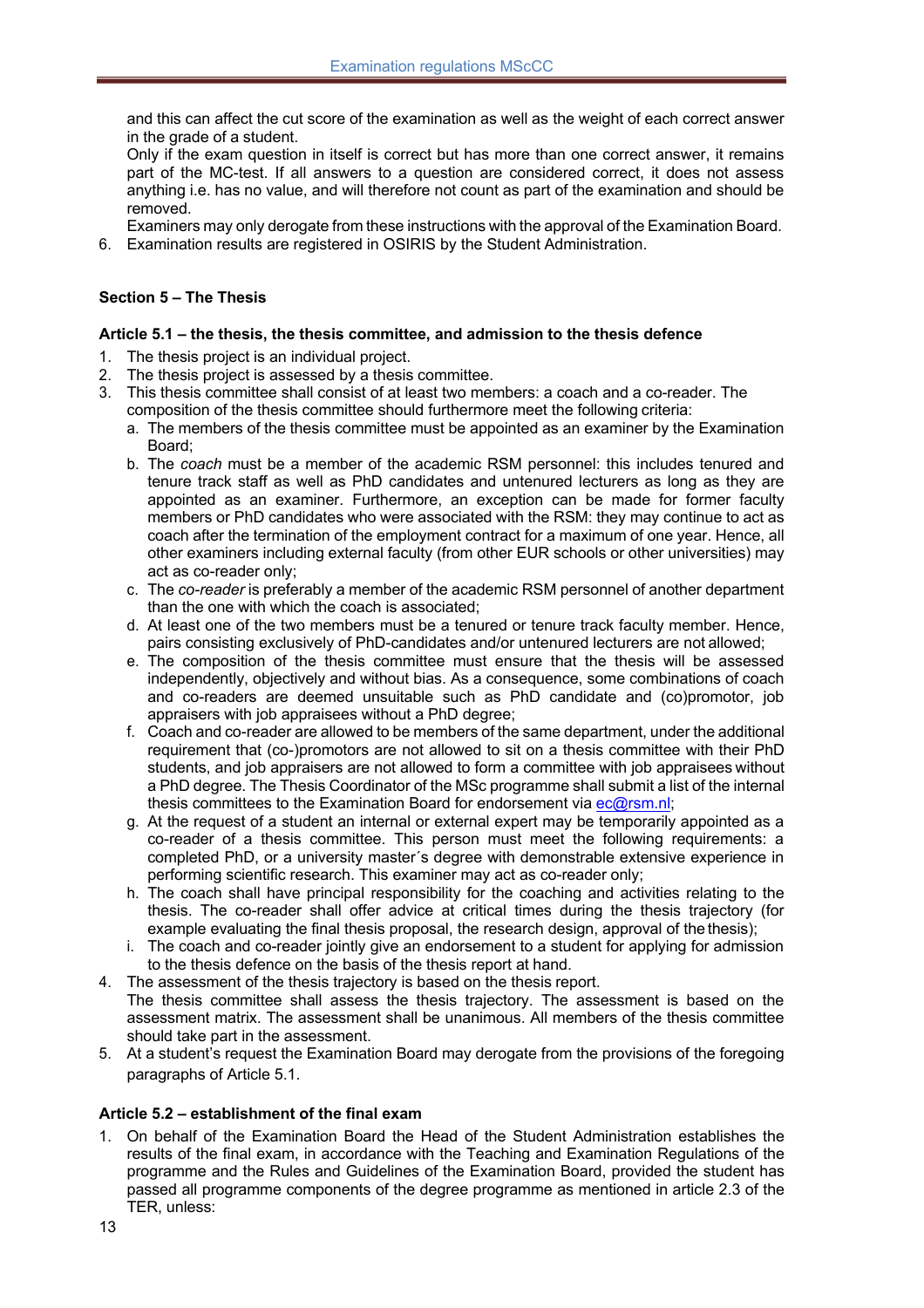and this can affect the cut score of the examination as well as the weight of each correct answer in the grade of a student.
Only if the exam question in itself is correct but has more than one correct answer, it remains part of the MC-test. If all answers to a question are considered correct, it does not assess anything i.e. has no value, and will therefore not count as part of the examination and should be removed.
Examiners may only derogate from these instructions with the approval of the Examination Board.

6. Examination results are registered in OSIRIS by the Student Administration.

## Section 5 – The Thesis

### Article 5.1 – the thesis, the thesis committee, and admission to the thesis defence

1. The thesis project is an individual project.
2. The thesis project is assessed by a thesis committee.
3. This thesis committee shall consist of at least two members: a coach and a co-reader. The composition of the thesis committee should furthermore meet the following criteria:
   a. The members of the thesis committee must be appointed as an examiner by the Examination Board;
   b. The *coach* must be a member of the academic RSM personnel: this includes tenured and tenure track staff as well as PhD candidates and untenured lecturers as long as they are appointed as an examiner. Furthermore, an exception can be made for former faculty members or PhD candidates who were associated with the RSM: they may continue to act as coach after the termination of the employment contract for a maximum of one year. Hence, all other examiners including external faculty (from other EUR schools or other universities) may act as co-reader only;
   c. The *co-reader* is preferably a member of the academic RSM personnel of another department than the one with which the coach is associated;
   d. At least one of the two members must be a tenured or tenure track faculty member. Hence, pairs consisting exclusively of PhD-candidates and/or untenured lecturers are not allowed;
   e. The composition of the thesis committee must ensure that the thesis will be assessed independently, objectively and without bias. As a consequence, some combinations of coach and co-readers are deemed unsuitable such as PhD candidate and (co)promotor, job appraisers with job appraisees without a PhD degree;
   f. Coach and co-reader are allowed to be members of the same department, under the additional requirement that (co-)promotors are not allowed to sit on a thesis committee with their PhD students, and job appraisers are not allowed to form a committee with job appraisees without a PhD degree. The Thesis Coordinator of the MSc programme shall submit a list of the internal thesis committees to the Examination Board for endorsement via ec@rsm.nl;
   g. At the request of a student an internal or external expert may be temporarily appointed as a co-reader of a thesis committee. This person must meet the following requirements: a completed PhD, or a university master´s degree with demonstrable extensive experience in performing scientific research. This examiner may act as co-reader only;
   h. The coach shall have principal responsibility for the coaching and activities relating to the thesis. The co-reader shall offer advice at critical times during the thesis trajectory (for example evaluating the final thesis proposal, the research design, approval of the thesis);
   i. The coach and co-reader jointly give an endorsement to a student for applying for admission to the thesis defence on the basis of the thesis report at hand.
4. The assessment of the thesis trajectory is based on the thesis report.
   The thesis committee shall assess the thesis trajectory. The assessment is based on the assessment matrix. The assessment shall be unanimous. All members of the thesis committee should take part in the assessment.
5. At a student's request the Examination Board may derogate from the provisions of the foregoing paragraphs of Article 5.1.

### Article 5.2 – establishment of the final exam

1. On behalf of the Examination Board the Head of the Student Administration establishes the results of the final exam, in accordance with the Teaching and Examination Regulations of the programme and the Rules and Guidelines of the Examination Board, provided the student has passed all programme components of the degree programme as mentioned in article 2.3 of the TER, unless: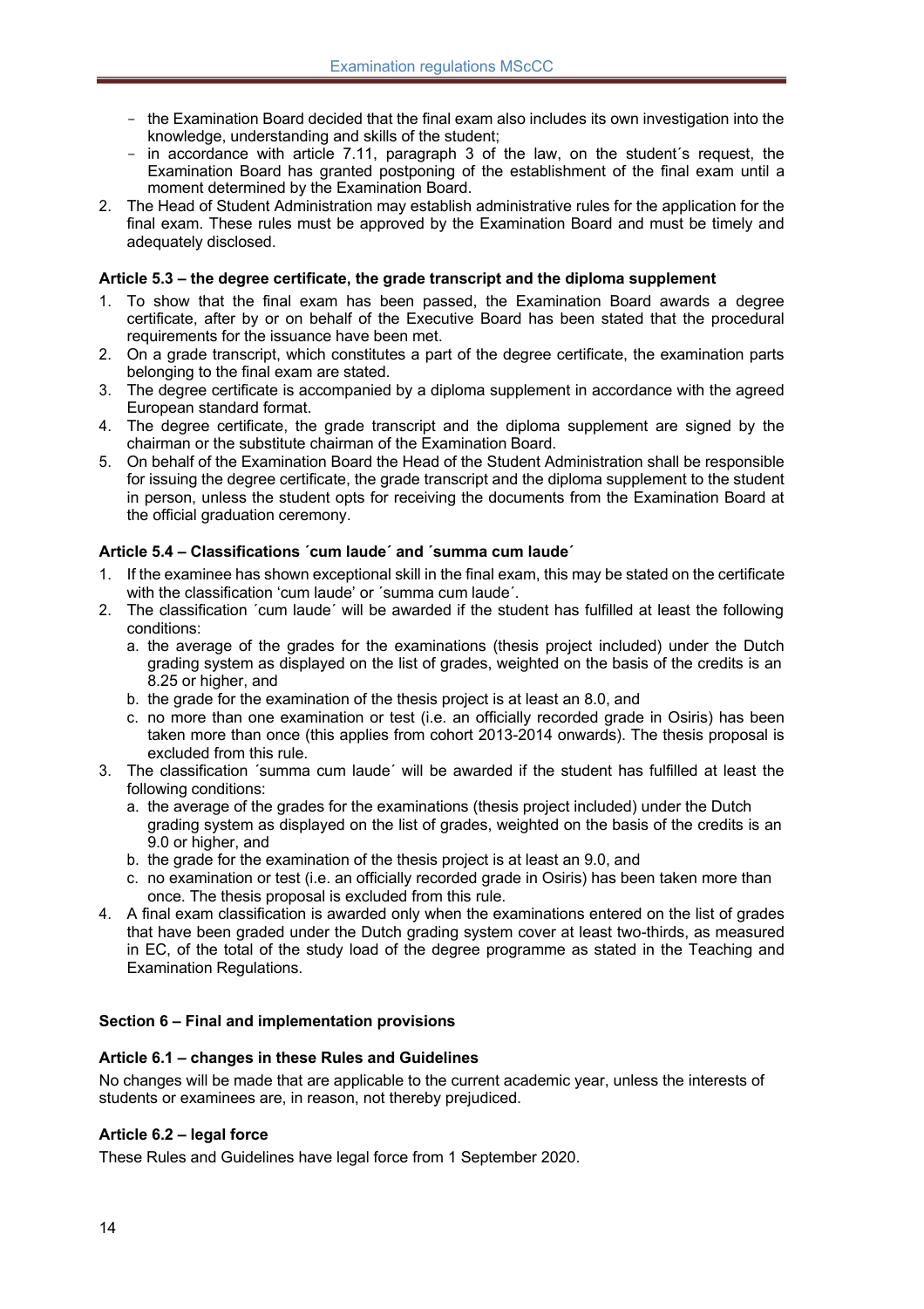- the Examination Board decided that the final exam also includes its own investigation into the knowledge, understanding and skills of the student;
- in accordance with article 7.11, paragraph 3 of the law, on the student´s request, the Examination Board has granted postponing of the establishment of the final exam until a moment determined by the Examination Board.

2. The Head of Student Administration may establish administrative rules for the application for the final exam. These rules must be approved by the Examination Board and must be timely and adequately disclosed.

**Article 5.3 – the degree certificate, the grade transcript and the diploma supplement**

1. To show that the final exam has been passed, the Examination Board awards a degree certificate, after by or on behalf of the Executive Board has been stated that the procedural requirements for the issuance have been met.
2. On a grade transcript, which constitutes a part of the degree certificate, the examination parts belonging to the final exam are stated.
3. The degree certificate is accompanied by a diploma supplement in accordance with the agreed European standard format.
4. The degree certificate, the grade transcript and the diploma supplement are signed by the chairman or the substitute chairman of the Examination Board.
5. On behalf of the Examination Board the Head of the Student Administration shall be responsible for issuing the degree certificate, the grade transcript and the diploma supplement to the student in person, unless the student opts for receiving the documents from the Examination Board at the official graduation ceremony.

**Article 5.4 – Classifications ´cum laude´ and ´summa cum laude´**

1. If the examinee has shown exceptional skill in the final exam, this may be stated on the certificate with the classification 'cum laude' or ´summa cum laude´.
2. The classification ´cum laude´ will be awarded if the student has fulfilled at least the following conditions:
   a. the average of the grades for the examinations (thesis project included) under the Dutch grading system as displayed on the list of grades, weighted on the basis of the credits is an 8.25 or higher, and
   b. the grade for the examination of the thesis project is at least an 8.0, and
   c. no more than one examination or test (i.e. an officially recorded grade in Osiris) has been taken more than once (this applies from cohort 2013-2014 onwards). The thesis proposal is excluded from this rule.
3. The classification ´summa cum laude´ will be awarded if the student has fulfilled at least the following conditions:
   a. the average of the grades for the examinations (thesis project included) under the Dutch grading system as displayed on the list of grades, weighted on the basis of the credits is an 9.0 or higher, and
   b. the grade for the examination of the thesis project is at least an 9.0, and
   c. no examination or test (i.e. an officially recorded grade in Osiris) has been taken more than once. The thesis proposal is excluded from this rule.
4. A final exam classification is awarded only when the examinations entered on the list of grades that have been graded under the Dutch grading system cover at least two-thirds, as measured in EC, of the total of the study load of the degree programme as stated in the Teaching and Examination Regulations.

## Section 6 – Final and implementation provisions

**Article 6.1 – changes in these Rules and Guidelines**

No changes will be made that are applicable to the current academic year, unless the interests of students or examinees are, in reason, not thereby prejudiced.

**Article 6.2 – legal force**

These Rules and Guidelines have legal force from 1 September 2020.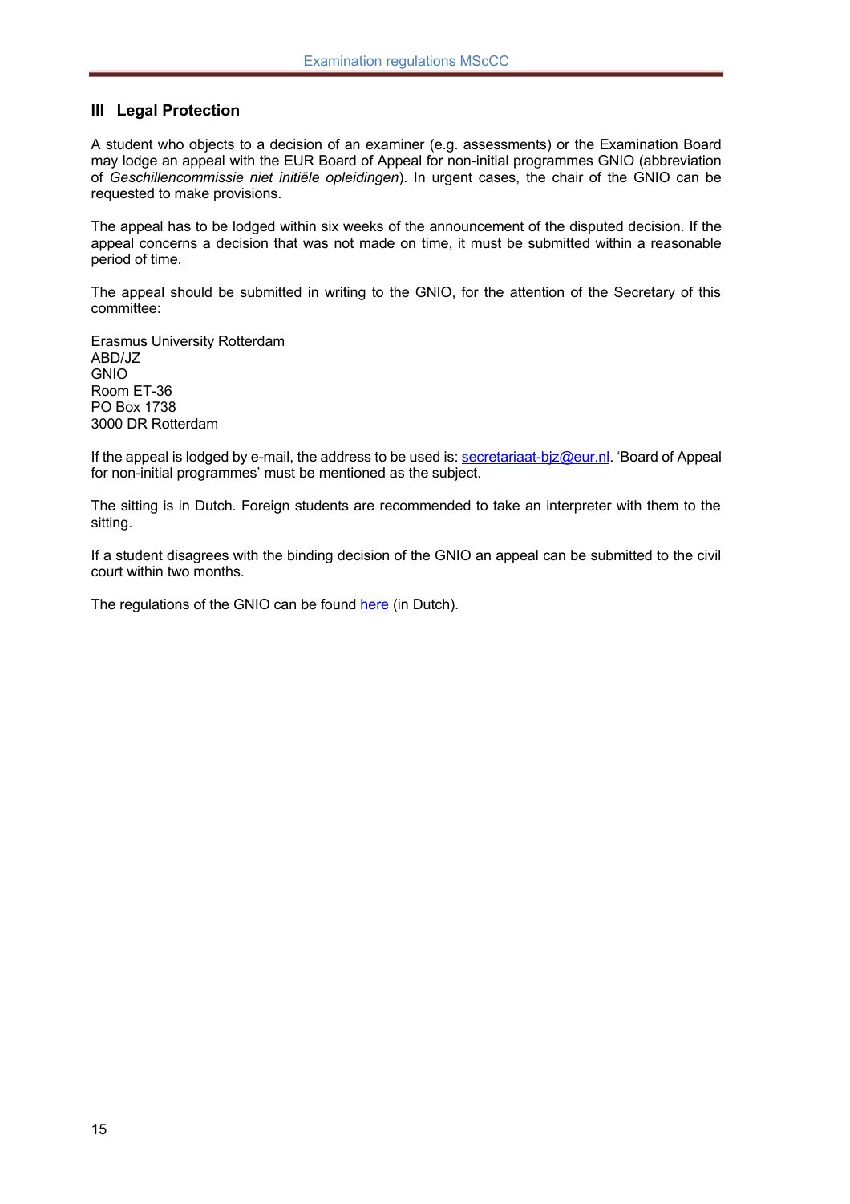## III Legal Protection

A student who objects to a decision of an examiner (e.g. assessments) or the Examination Board may lodge an appeal with the EUR Board of Appeal for non-initial programmes GNIO (abbreviation of *Geschillencommissie niet initiële opleidingen*). In urgent cases, the chair of the GNIO can be requested to make provisions.

The appeal has to be lodged within six weeks of the announcement of the disputed decision. If the appeal concerns a decision that was not made on time, it must be submitted within a reasonable period of time.

The appeal should be submitted in writing to the GNIO, for the attention of the Secretary of this committee:

Erasmus University Rotterdam
ABD/JZ
GNIO
Room ET-36
PO Box 1738
3000 DR Rotterdam

If the appeal is lodged by e-mail, the address to be used is: secretariaat-bjz@eur.nl. 'Board of Appeal for non-initial programmes' must be mentioned as the subject.

The sitting is in Dutch. Foreign students are recommended to take an interpreter with them to the sitting.

If a student disagrees with the binding decision of the GNIO an appeal can be submitted to the civil court within two months.

The regulations of the GNIO can be found here (in Dutch).